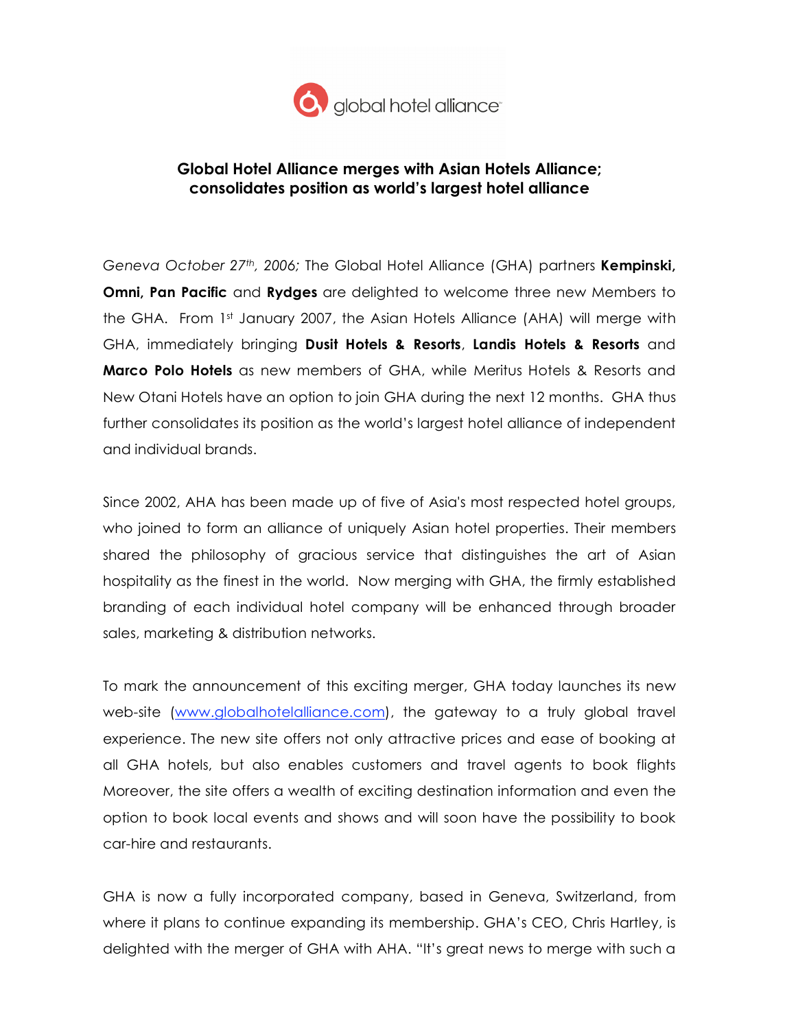global hotel alliance

## Global Hotel Alliance merges with Asian Hotels Alliance; consolidates position as world's largest hotel alliance

*Geneva October 27th, 2006;* The Global Hotel Alliance (GHA) partners **Kempinski, Omni, Pan Pacific** and **Rydges** are delighted to welcome three new Members to the GHA. From 1st January 2007, the Asian Hotels Alliance (AHA) will merge with GHA, immediately bringing **Dusit Hotels & Resorts**, **Landis Hotels & Resorts** and **Marco Polo Hotels** as new members of GHA, while Meritus Hotels & Resorts and New Otani Hotels have an option to join GHA during the next 12 months. GHA thus further consolidates its position as the world's largest hotel alliance of independent and individual brands.

Since 2002, AHA has been made up of five of Asia's most respected hotel groups, who joined to form an alliance of uniquely Asian hotel properties. Their members shared the philosophy of gracious service that distinguishes the art of Asian hospitality as the finest in the world. Now merging with GHA, the firmly established branding of each individual hotel company will be enhanced through broader sales, marketing & distribution networks.

To mark the announcement of this exciting merger, GHA today launches its new web-site (www.globalhotelalliance.com), the gateway to a truly global travel experience. The new site offers not only attractive prices and ease of booking at all GHA hotels, but also enables customers and travel agents to book flights Moreover, the site offers a wealth of exciting destination information and even the option to book local events and shows and will soon have the possibility to book car-hire and restaurants.

GHA is now a fully incorporated company, based in Geneva, Switzerland, from where it plans to continue expanding its membership. GHA's CEO, Chris Hartley, is delighted with the merger of GHA with AHA. "It's great news to merge with such a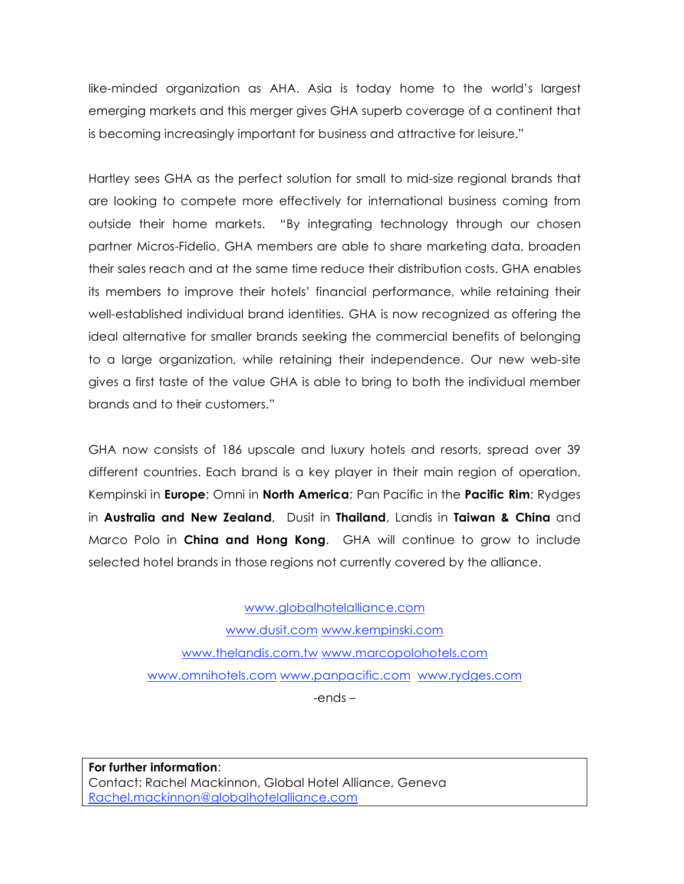like-minded organization as AHA. Asia is today home to the world's largest emerging markets and this merger gives GHA superb coverage of a continent that is becoming increasingly important for business and attractive for leisure."

Hartley sees GHA as the perfect solution for small to mid-size regional brands that are looking to compete more effectively for international business coming from outside their home markets. "By integrating technology through our chosen partner Micros-Fidelio, GHA members are able to share marketing data, broaden their sales reach and at the same time reduce their distribution costs. GHA enables its members to improve their hotels' financial performance, while retaining their well-established individual brand identities. GHA is now recognized as offering the ideal alternative for smaller brands seeking the commercial benefits of belonging to a large organization, while retaining their independence. Our new web-site gives a first taste of the value GHA is able to bring to both the individual member brands and to their customers."

GHA now consists of 186 upscale and luxury hotels and resorts, spread over 39 different countries. Each brand is a key player in their main region of operation. Kempinski in **Europe**; Omni in **North America**; Pan Pacific in the **Pacific Rim**; Rydges in **Australia and New Zealand**, Dusit in **Thailand**, Landis in **Taiwan & China** and Marco Polo in **China and Hong Kong**. GHA will continue to grow to include selected hotel brands in those regions not currently covered by the alliance.

www.globalhotelalliance.com

www.dusit.com www.kempinski.com

www.thelandis.com.tw www.marcopolohotels.com

www.omnihotels.com www.panpacific.com www.rydges.com

-ends –

**For further information**:
Contact: Rachel Mackinnon, Global Hotel Alliance, Geneva
Rachel.mackinnon@globalhotelalliance.com